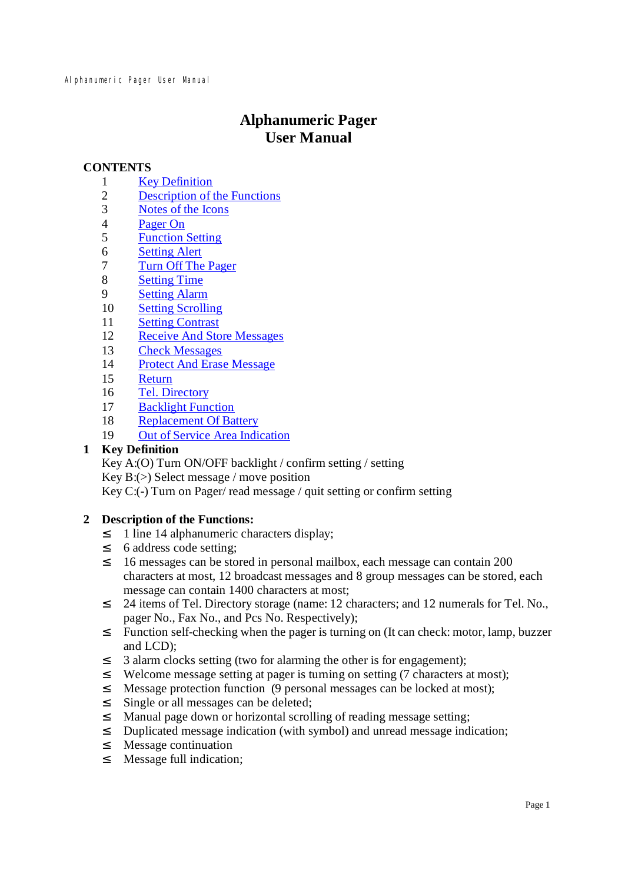# Alphanumeric Pager
# User Manual

## CONTENTS

1. Key Definition
2. Description of the Functions
3. Notes of the Icons
4. Pager On
5. Function Setting
6. Setting Alert
7. Turn Off The Pager
8. Setting Time
9. Setting Alarm
10. Setting Scrolling
11. Setting Contrast
12. Receive And Store Messages
13. Check Messages
14. Protect And Erase Message
15. Return
16. Tel. Directory
17. Backlight Function
18. Replacement Of Battery
19. Out of Service Area Indication

## 1 Key Definition

Key A:(O) Turn ON/OFF backlight / confirm setting / setting
Key B:(>) Select message / move position
Key C:(-) Turn on Pager/ read message / quit setting or confirm setting

## 2 Description of the Functions:

- 1 line 14 alphanumeric characters display;
- 6 address code setting;
- 16 messages can be stored in personal mailbox, each message can contain 200 characters at most, 12 broadcast messages and 8 group messages can be stored, each message can contain 1400 characters at most;
- 24 items of Tel. Directory storage (name: 12 characters; and 12 numerals for Tel. No., pager No., Fax No., and Pcs No. Respectively);
- Function self-checking when the pager is turning on (It can check: motor, lamp, buzzer and LCD);
- 3 alarm clocks setting (two for alarming the other is for engagement);
- Welcome message setting at pager is turning on setting (7 characters at most);
- Message protection function (9 personal messages can be locked at most);
- Single or all messages can be deleted;
- Manual page down or horizontal scrolling of reading message setting;
- Duplicated message indication (with symbol) and unread message indication;
- Message continuation
- Message full indication;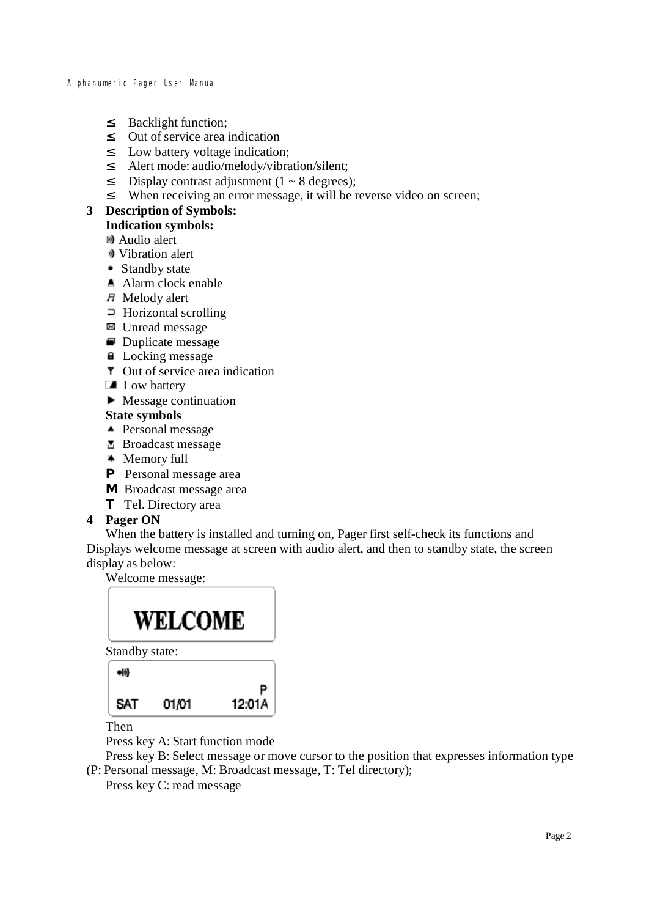- Backlight function;
- Out of service area indication
- Low battery voltage indication;
- Alert mode: audio/melody/vibration/silent;
- Display contrast adjustment (1 ~ 8 degrees);
- When receiving an error message, it will be reverse video on screen;

## 3 Description of Symbols:

**Indication symbols:**

- Audio alert
- Vibration alert
- Standby state
- Alarm clock enable
- Melody alert
- Horizontal scrolling
- Unread message
- Duplicate message
- Locking message
- Out of service area indication
- Low battery
- Message continuation

**State symbols**

- Personal message
- Broadcast message
- Memory full
- **P** Personal message area
- **M** Broadcast message area
- **T** Tel. Directory area

## 4 Pager ON

When the battery is installed and turning on, Pager first self-check its functions and Displays welcome message at screen with audio alert, and then to standby state, the screen display as below:

Welcome message:

```
WELCOME
```

Standby state:

```
•
                    P
SAT    01/01   12:01A
```

Then

Press key A: Start function mode

Press key B: Select message or move cursor to the position that expresses information type (P: Personal message, M: Broadcast message, T: Tel directory);

Press key C: read message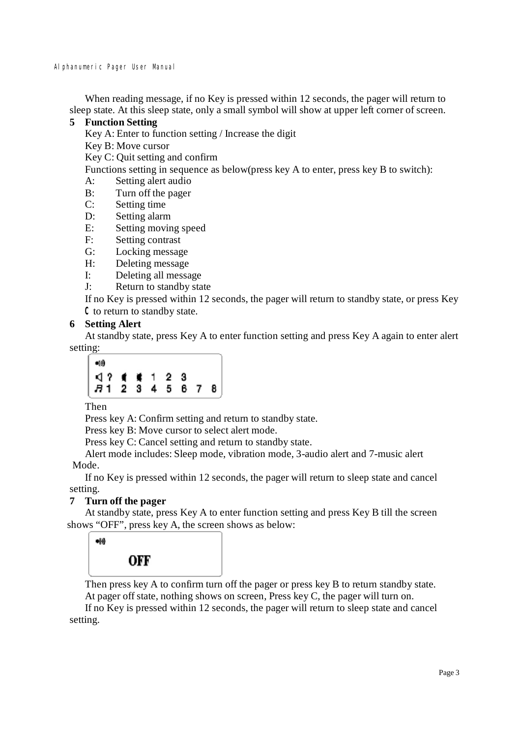When reading message, if no Key is pressed within 12 seconds, the pager will return to sleep state. At this sleep state, only a small symbol will show at upper left corner of screen.

## 5 Function Setting

Key A: Enter to function setting / Increase the digit

Key B: Move cursor

Key C: Quit setting and confirm

Functions setting in sequence as below(press key A to enter, press key B to switch):

A: Setting alert audio
B: Turn off the pager
C: Setting time
D: Setting alarm
E: Setting moving speed
F: Setting contrast
G: Locking message
H: Deleting message
I: Deleting all message
J: Return to standby state

If no Key is pressed within 12 seconds, the pager will return to standby state, or press Key C to return to standby state.

## 6 Setting Alert

At standby state, press Key A to enter function setting and press Key A again to enter alert setting:

Then

Press key A: Confirm setting and return to standby state.

Press key B: Move cursor to select alert mode.

Press key C: Cancel setting and return to standby state.

Alert mode includes: Sleep mode, vibration mode, 3-audio alert and 7-music alert Mode.

If no Key is pressed within 12 seconds, the pager will return to sleep state and cancel setting.

## 7 Turn off the pager

At standby state, press Key A to enter function setting and press Key B till the screen shows "OFF", press key A, the screen shows as below:

OFF

Then press key A to confirm turn off the pager or press key B to return standby state.

At pager off state, nothing shows on screen, Press key C, the pager will turn on.

If no Key is pressed within 12 seconds, the pager will return to sleep state and cancel setting.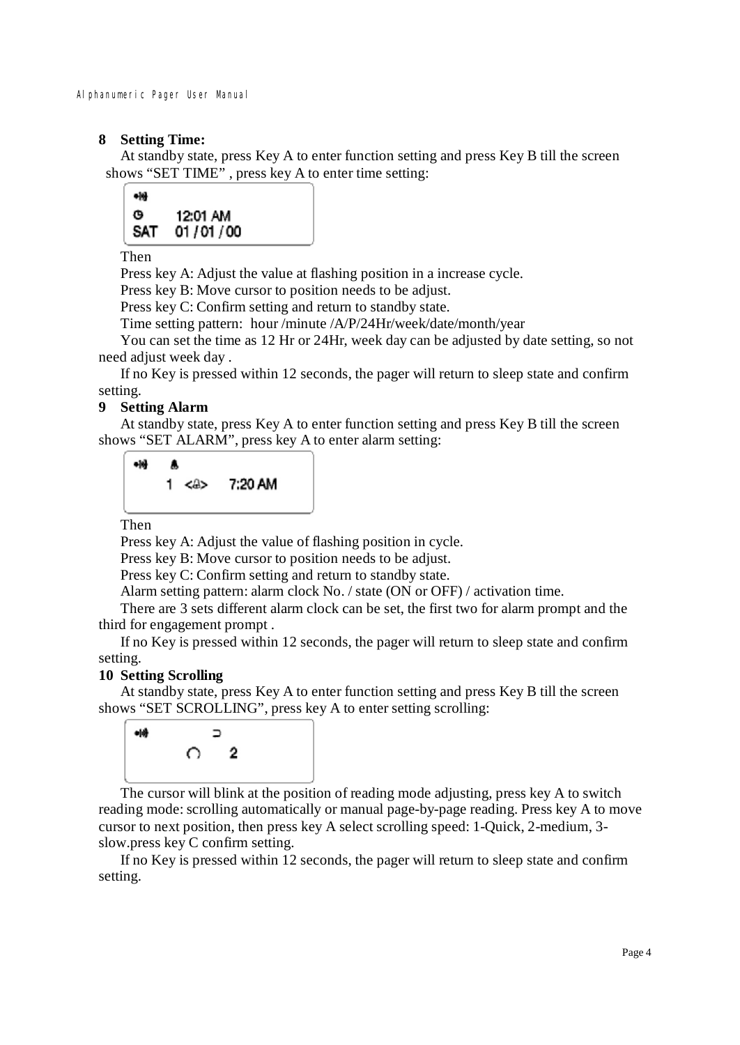## 8 Setting Time:

At standby state, press Key A to enter function setting and press Key B till the screen shows "SET TIME" , press key A to enter time setting:

```
12:01 AM
SAT  01 / 01 / 00
```

Then

Press key A: Adjust the value at flashing position in a increase cycle.

Press key B: Move cursor to position needs to be adjust.

Press key C: Confirm setting and return to standby state.

Time setting pattern: hour /minute /A/P/24Hr/week/date/month/year

You can set the time as 12 Hr or 24Hr, week day can be adjusted by date setting, so not need adjust week day .

If no Key is pressed within 12 seconds, the pager will return to sleep state and confirm setting.

## 9 Setting Alarm

At standby state, press Key A to enter function setting and press Key B till the screen shows "SET ALARM", press key A to enter alarm setting:

```
1  <A>  7:20 AM
```

Then

Press key A: Adjust the value of flashing position in cycle.

Press key B: Move cursor to position needs to be adjust.

Press key C: Confirm setting and return to standby state.

Alarm setting pattern: alarm clock No. / state (ON or OFF) / activation time.

There are 3 sets different alarm clock can be set, the first two for alarm prompt and the third for engagement prompt .

If no Key is pressed within 12 seconds, the pager will return to sleep state and confirm setting.

## 10 Setting Scrolling

At standby state, press Key A to enter function setting and press Key B till the screen shows "SET SCROLLING", press key A to enter setting scrolling:

```
2
```

The cursor will blink at the position of reading mode adjusting, press key A to switch reading mode: scrolling automatically or manual page-by-page reading. Press key A to move cursor to next position, then press key A select scrolling speed: 1-Quick, 2-medium, 3-slow.press key C confirm setting.

If no Key is pressed within 12 seconds, the pager will return to sleep state and confirm setting.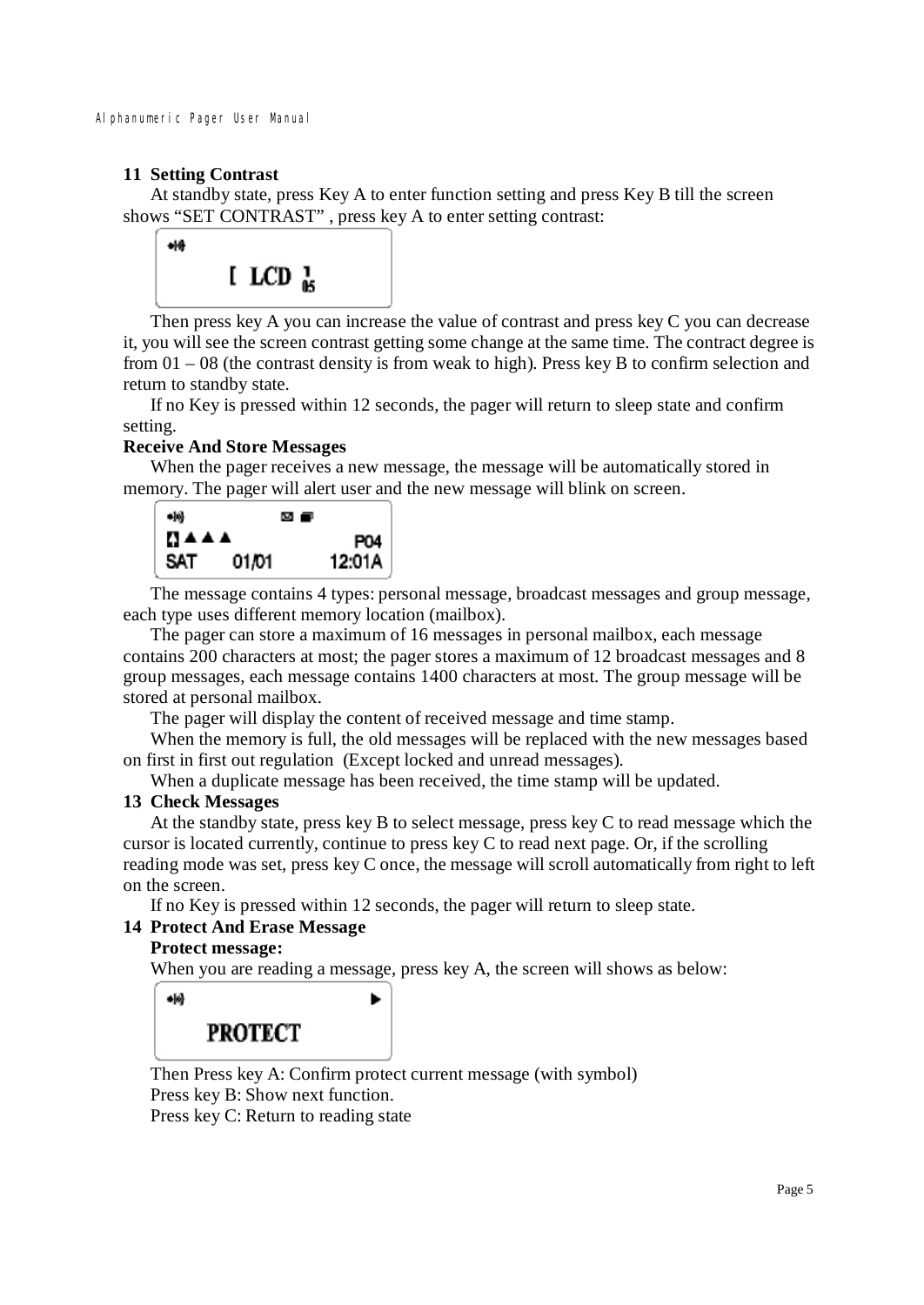## 11 Setting Contrast

At standby state, press Key A to enter function setting and press Key B till the screen shows "SET CONTRAST" , press key A to enter setting contrast:

```
[ LCD ] 05
```

Then press key A you can increase the value of contrast and press key C you can decrease it, you will see the screen contrast getting some change at the same time. The contract degree is from 01 – 08 (the contrast density is from weak to high). Press key B to confirm selection and return to standby state.

If no Key is pressed within 12 seconds, the pager will return to sleep state and confirm setting.

**Receive And Store Messages**

When the pager receives a new message, the message will be automatically stored in memory. The pager will alert user and the new message will blink on screen.

```
▲▲▲          P04
SAT   01/01   12:01A
```

The message contains 4 types: personal message, broadcast messages and group message, each type uses different memory location (mailbox).

The pager can store a maximum of 16 messages in personal mailbox, each message contains 200 characters at most; the pager stores a maximum of 12 broadcast messages and 8 group messages, each message contains 1400 characters at most. The group message will be stored at personal mailbox.

The pager will display the content of received message and time stamp.

When the memory is full, the old messages will be replaced with the new messages based on first in first out regulation (Except locked and unread messages).

When a duplicate message has been received, the time stamp will be updated.

## 13 Check Messages

At the standby state, press key B to select message, press key C to read message which the cursor is located currently, continue to press key C to read next page. Or, if the scrolling reading mode was set, press key C once, the message will scroll automatically from right to left on the screen.

If no Key is pressed within 12 seconds, the pager will return to sleep state.

## 14 Protect And Erase Message

**Protect message:**

When you are reading a message, press key A, the screen will shows as below:

```
PROTECT
```

Then Press key A: Confirm protect current message (with symbol)

Press key B: Show next function.

Press key C: Return to reading state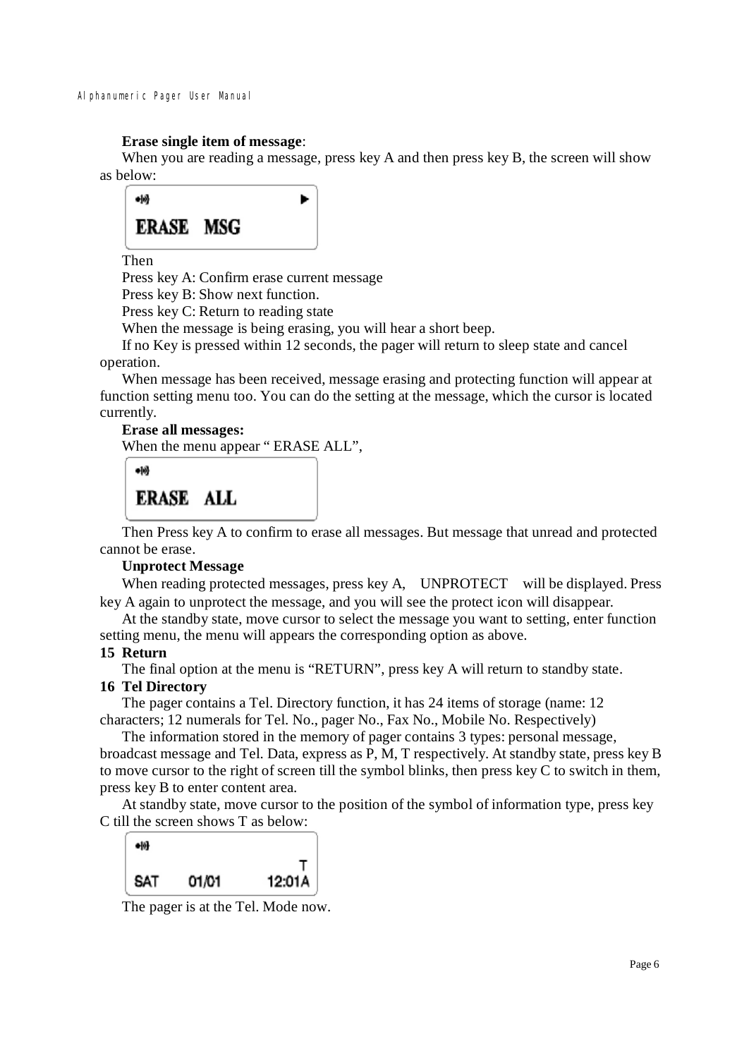**Erase single item of message**:

When you are reading a message, press key A and then press key B, the screen will show as below:

```
ERASE  MSG
```

Then

Press key A: Confirm erase current message

Press key B: Show next function.

Press key C: Return to reading state

When the message is being erasing, you will hear a short beep.

If no Key is pressed within 12 seconds, the pager will return to sleep state and cancel operation.

When message has been received, message erasing and protecting function will appear at function setting menu too. You can do the setting at the message, which the cursor is located currently.

**Erase all messages:**

When the menu appear " ERASE ALL",

```
ERASE  ALL
```

Then Press key A to confirm to erase all messages. But message that unread and protected cannot be erase.

**Unprotect Message**

When reading protected messages, press key A,  UNPROTECT  will be displayed. Press key A again to unprotect the message, and you will see the protect icon will disappear.

At the standby state, move cursor to select the message you want to setting, enter function setting menu, the menu will appears the corresponding option as above.

## 15 Return

The final option at the menu is "RETURN", press key A will return to standby state.

## 16 Tel Directory

The pager contains a Tel. Directory function, it has 24 items of storage (name: 12 characters; 12 numerals for Tel. No., pager No., Fax No., Mobile No. Respectively)

The information stored in the memory of pager contains 3 types: personal message, broadcast message and Tel. Data, express as P, M, T respectively. At standby state, press key B to move cursor to the right of screen till the symbol blinks, then press key C to switch in them, press key B to enter content area.

At standby state, move cursor to the position of the symbol of information type, press key C till the screen shows T as below:

```
                T
SAT   01/01   12:01A
```

The pager is at the Tel. Mode now.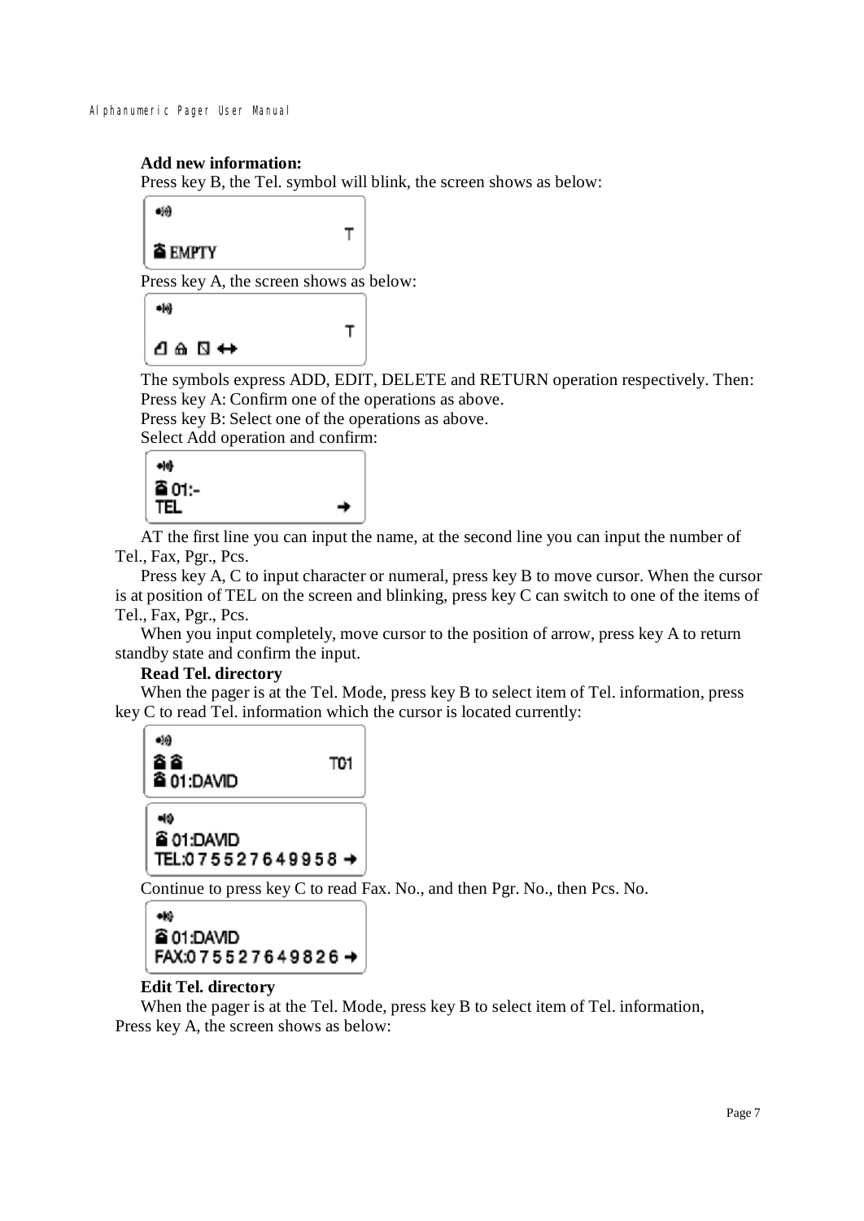**Add new information:**

Press key B, the Tel. symbol will blink, the screen shows as below:

```
EMPTY                          T
```

Press key A, the screen shows as below:

```
                               T
```

The symbols express ADD, EDIT, DELETE and RETURN operation respectively. Then:

Press key A: Confirm one of the operations as above.

Press key B: Select one of the operations as above.

Select Add operation and confirm:

```
01:-
TEL                            →
```

AT the first line you can input the name, at the second line you can input the number of Tel., Fax, Pgr., Pcs.

Press key A, C to input character or numeral, press key B to move cursor. When the cursor is at position of TEL on the screen and blinking, press key C can switch to one of the items of Tel., Fax, Pgr., Pcs.

When you input completely, move cursor to the position of arrow, press key A to return standby state and confirm the input.

**Read Tel. directory**

When the pager is at the Tel. Mode, press key B to select item of Tel. information, press key C to read Tel. information which the cursor is located currently:

```
                               T01
01:DAVID
```

```
01:DAVID
TEL:075527649958 →
```

Continue to press key C to read Fax. No., and then Pgr. No., then Pcs. No.

```
01:DAVID
FAX:075527649826 →
```

**Edit Tel. directory**

When the pager is at the Tel. Mode, press key B to select item of Tel. information, Press key A, the screen shows as below: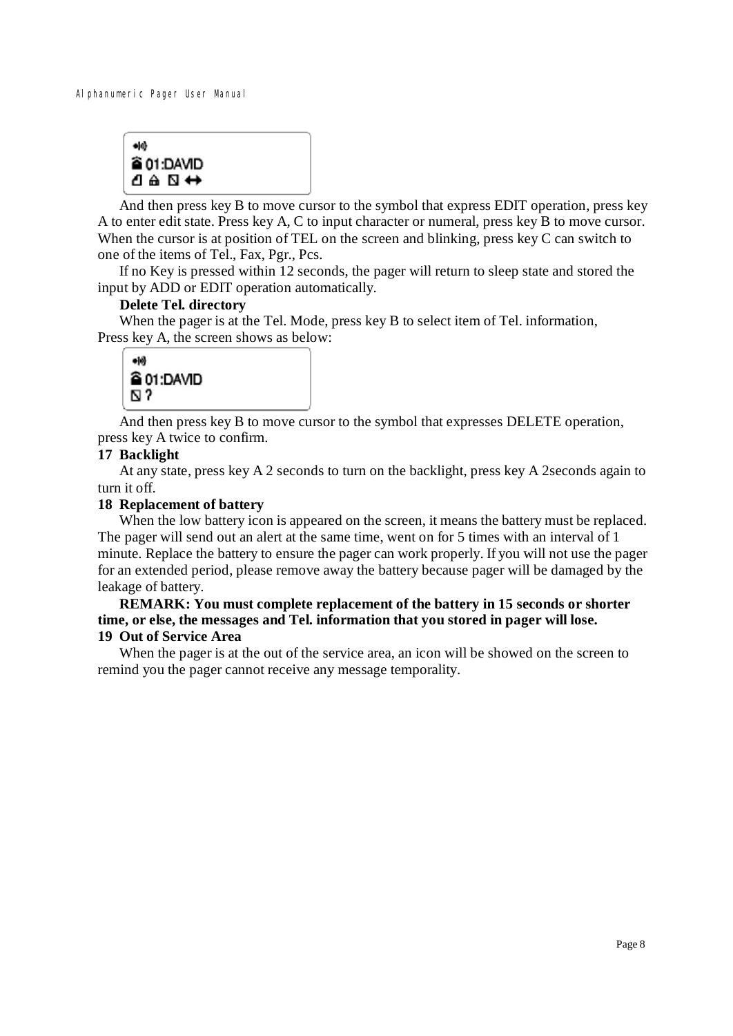And then press key B to move cursor to the symbol that express EDIT operation, press key A to enter edit state. Press key A, C to input character or numeral, press key B to move cursor. When the cursor is at position of TEL on the screen and blinking, press key C can switch to one of the items of Tel., Fax, Pgr., Pcs.

If no Key is pressed within 12 seconds, the pager will return to sleep state and stored the input by ADD or EDIT operation automatically.

**Delete Tel. directory**

When the pager is at the Tel. Mode, press key B to select item of Tel. information, Press key A, the screen shows as below:

And then press key B to move cursor to the symbol that expresses DELETE operation, press key A twice to confirm.

### 17 Backlight

At any state, press key A 2 seconds to turn on the backlight, press key A 2seconds again to turn it off.

### 18 Replacement of battery

When the low battery icon is appeared on the screen, it means the battery must be replaced. The pager will send out an alert at the same time, went on for 5 times with an interval of 1 minute. Replace the battery to ensure the pager can work properly. If you will not use the pager for an extended period, please remove away the battery because pager will be damaged by the leakage of battery.

**REMARK: You must complete replacement of the battery in 15 seconds or shorter time, or else, the messages and Tel. information that you stored in pager will lose.**

### 19 Out of Service Area

When the pager is at the out of the service area, an icon will be showed on the screen to remind you the pager cannot receive any message temporality.